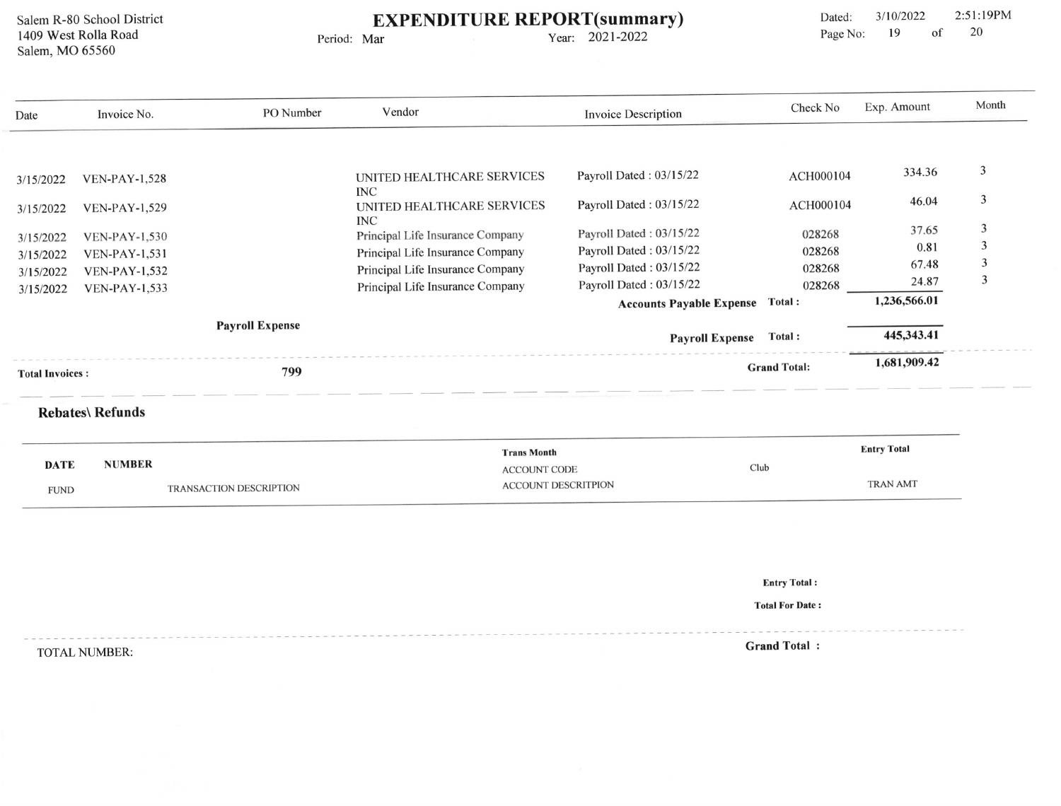Salem R-80 School District
1409 West Rolla Road
Salem, MO 65560

# EXPENDITURE REPORT(summary)

Period: Mar    Year: 2021-2022

Dated: 3/10/2022 2:51:19PM

| Date | Invoice No. | PO Number | Vendor | Invoice Description | Check No | Exp. Amount | Month |
|---|---|---|---|---|---|---|---|
| 3/15/2022 | VEN-PAY-1,528 | | UNITED HEALTHCARE SERVICES INC | Payroll Dated : 03/15/22 | ACH000104 | 334.36 | 3 |
| 3/15/2022 | VEN-PAY-1,529 | | UNITED HEALTHCARE SERVICES INC | Payroll Dated : 03/15/22 | ACH000104 | 46.04 | 3 |
| 3/15/2022 | VEN-PAY-1,530 | | Principal Life Insurance Company | Payroll Dated : 03/15/22 | 028268 | 37.65 | 3 |
| 3/15/2022 | VEN-PAY-1,531 | | Principal Life Insurance Company | Payroll Dated : 03/15/22 | 028268 | 0.81 | 3 |
| 3/15/2022 | VEN-PAY-1,532 | | Principal Life Insurance Company | Payroll Dated : 03/15/22 | 028268 | 67.48 | 3 |
| 3/15/2022 | VEN-PAY-1,533 | | Principal Life Insurance Company | Payroll Dated : 03/15/22 | 028268 | 24.87 | 3 |
| | | | | **Accounts Payable Expense** | **Total :** | **1,236,566.01** | |
| | | **Payroll Expense** | | **Payroll Expense** | **Total :** | **445,343.41** | |
| **Total Invoices :** | | **799** | | | **Grand Total:** | **1,681,909.42** | |

## Rebates\ Refunds

| DATE | NUMBER | Trans Month | | Entry Total |
|---|---|---|---|---|
| FUND | TRANSACTION DESCRIPTION | ACCOUNT CODE | Club | |
| | | ACCOUNT DESCRITPION | | TRAN AMT |

**Entry Total :**

**Total For Date :**

TOTAL NUMBER:

**Grand Total :**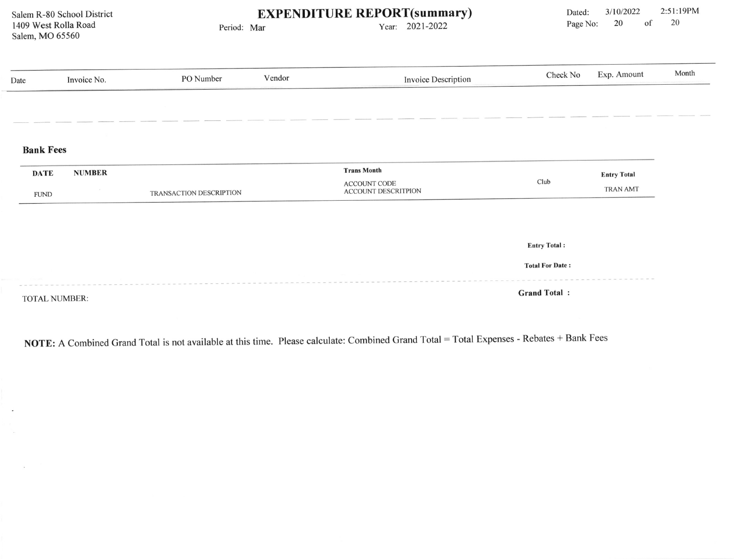Salem R-80 School District
1409 West Rolla Road
Salem, MO 65560

# EXPENDITURE REPORT(summary)

Period: Mar

Year: 2021-2022

Dated: 3/10/2022 2:51:19PM

| Date | Invoice No. | PO Number | Vendor | Invoice Description | Check No | Exp. Amount | Month |
|---|---|---|---|---|---|---|---|

## Bank Fees

| DATE | NUMBER | | Trans Month | | Entry Total |
|---|---|---|---|---|---|
| FUND | | TRANSACTION DESCRIPTION | ACCOUNT CODE<br>ACCOUNT DESCRITPION | Club | TRAN AMT |

**Entry Total :**

**Total For Date :**

TOTAL NUMBER:

**Grand Total :**

**NOTE:** A Combined Grand Total is not available at this time. Please calculate: Combined Grand Total = Total Expenses - Rebates + Bank Fees